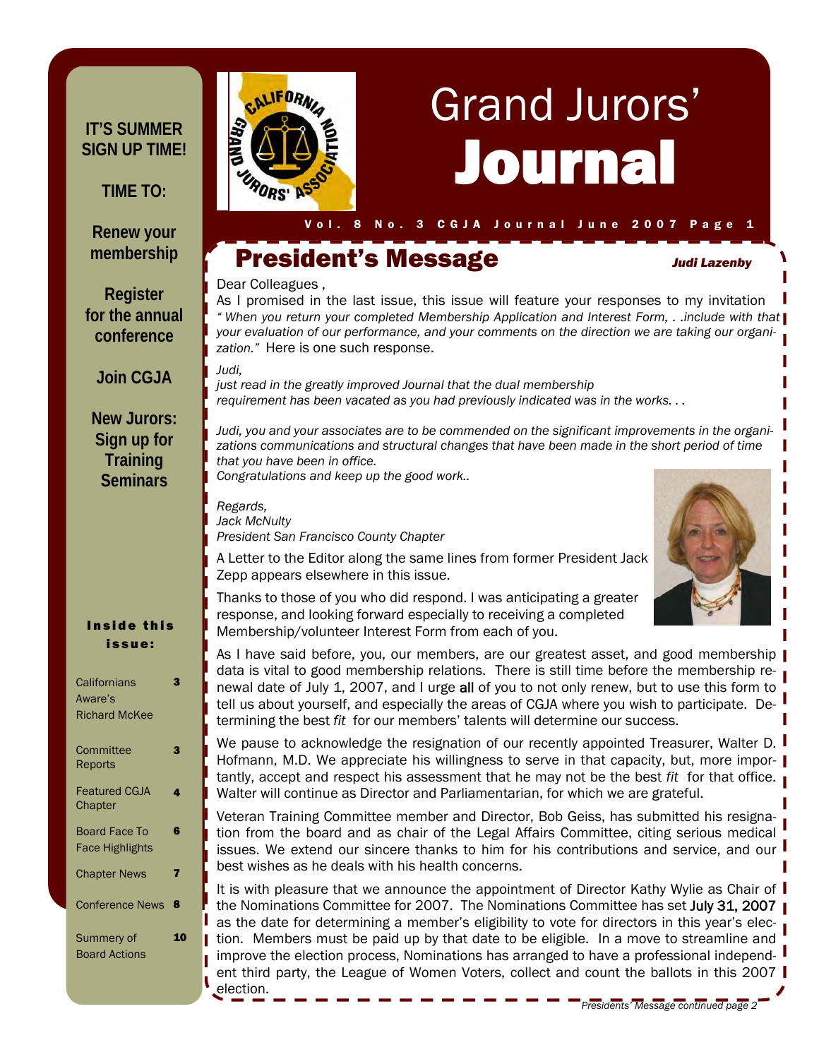# Grand Jurors' Journal

**IT'S SUMMER SIGN UP TIME!**

**TIME TO:**

**Renew your membership**

**Register for the annual conference**

**Join CGJA**

**New Jurors: Sign up for Training Seminars**

**Inside this issue:**

| | |
|---|---|
| Californians Aware's Richard McKee | 3 |
| Committee Reports | 3 |
| Featured CGJA Chapter | 4 |
| Board Face To Face Highlights | 6 |
| Chapter News | 7 |
| Conference News | 8 |
| Summery of Board Actions | 10 |

## President's Message

***Judi Lazenby***

Dear Colleagues ,

As I promised in the last issue, this issue will feature your responses to my invitation *" When you return your completed Membership Application and Interest Form, . .include with that your evaluation of our performance, and your comments on the direction we are taking our organization."* Here is one such response.

*Judi,*
*just read in the greatly improved Journal that the dual membership requirement has been vacated as you had previously indicated was in the works. . .*

*Judi, you and your associates are to be commended on the significant improvements in the organizations communications and structural changes that have been made in the short period of time that you have been in office.*
*Congratulations and keep up the good work..*

*Regards,*
*Jack McNulty*
*President San Francisco County Chapter*

A Letter to the Editor along the same lines from former President Jack Zepp appears elsewhere in this issue.

Thanks to those of you who did respond. I was anticipating a greater response, and looking forward especially to receiving a completed Membership/volunteer Interest Form from each of you.

As I have said before, you, our members, are our greatest asset, and good membership data is vital to good membership relations. There is still time before the membership renewal date of July 1, 2007, and I urge all of you to not only renew, but to use this form to tell us about yourself, and especially the areas of CGJA where you wish to participate. Determining the best *fit* for our members' talents will determine our success.

We pause to acknowledge the resignation of our recently appointed Treasurer, Walter D. Hofmann, M.D. We appreciate his willingness to serve in that capacity, but, more importantly, accept and respect his assessment that he may not be the best *fit* for that office. Walter will continue as Director and Parliamentarian, for which we are grateful.

Veteran Training Committee member and Director, Bob Geiss, has submitted his resignation from the board and as chair of the Legal Affairs Committee, citing serious medical issues. We extend our sincere thanks to him for his contributions and service, and our best wishes as he deals with his health concerns.

It is with pleasure that we announce the appointment of Director Kathy Wylie as Chair of the Nominations Committee for 2007. The Nominations Committee has set July 31, 2007 as the date for determining a member's eligibility to vote for directors in this year's election. Members must be paid up by that date to be eligible. In a move to streamline and improve the election process, Nominations has arranged to have a professional independent third party, the League of Women Voters, collect and count the ballots in this 2007 election.

*Presidents' Message continued page 2*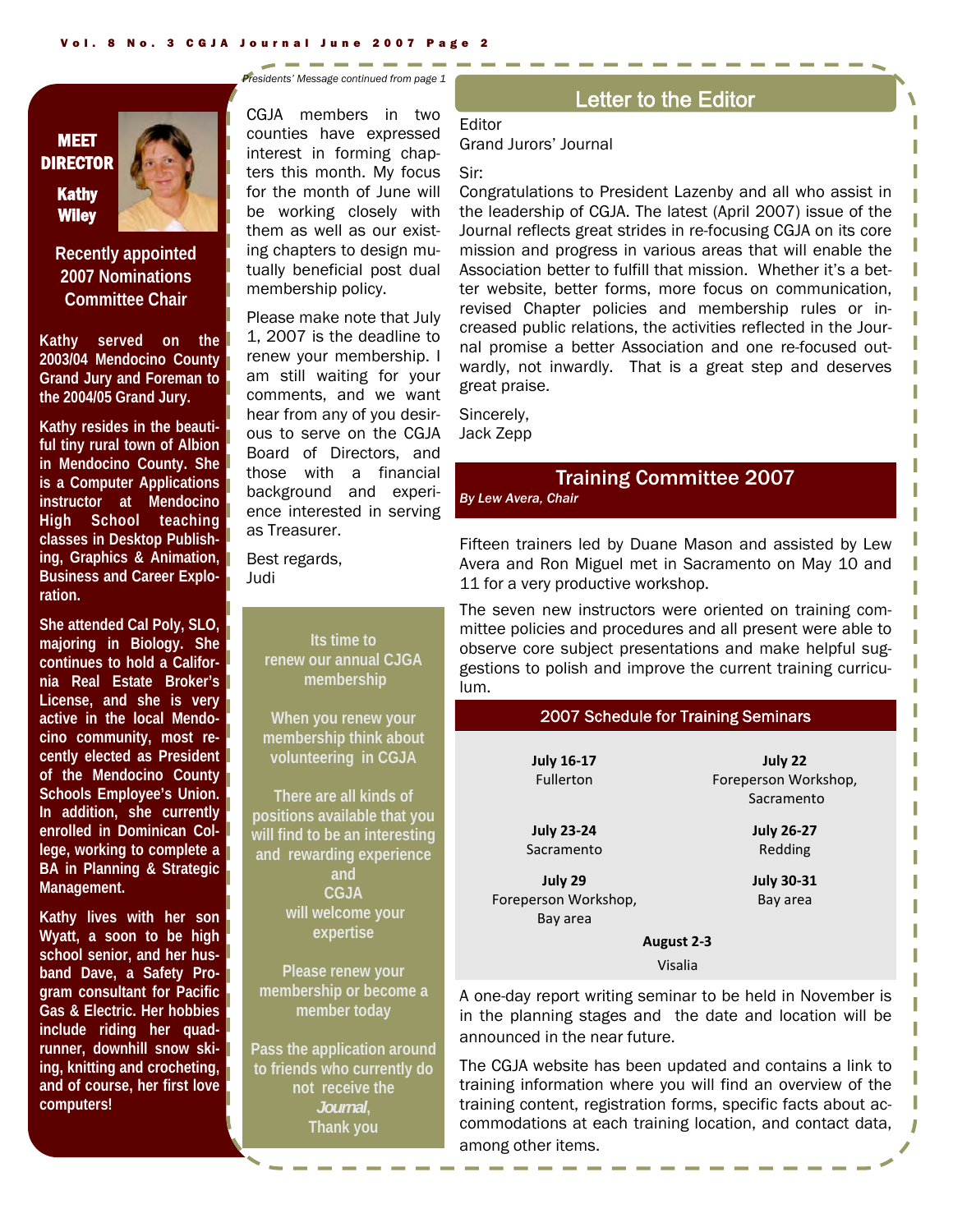## MEET DIRECTOR

### Kathy Wiley

**Recently appointed 2007 Nominations Committee Chair**

**Kathy served on the 2003/04 Mendocino County Grand Jury and Foreman to the 2004/05 Grand Jury.**

**Kathy resides in the beautiful tiny rural town of Albion in Mendocino County. She is a Computer Applications instructor at Mendocino High School teaching classes in Desktop Publishing, Graphics & Animation, Business and Career Exploration.**

**She attended Cal Poly, SLO, majoring in Biology. She continues to hold a California Real Estate Broker's License, and she is very active in the local Mendocino community, most recently elected as President of the Mendocino County Schools Employee's Union. In addition, she currently enrolled in Dominican College, working to complete a BA in Planning & Strategic Management.**

**Kathy lives with her son Wyatt, a soon to be high school senior, and her husband Dave, a Safety Program consultant for Pacific Gas & Electric. Her hobbies include riding her quad-runner, downhill snow skiing, knitting and crocheting, and of course, her first love computers!**

*Presidents' Message continued from page 1*

CGJA members in two counties have expressed interest in forming chapters this month. My focus for the month of June will be working closely with them as well as our existing chapters to design mutually beneficial post dual membership policy.

Please make note that July 1, 2007 is the deadline to renew your membership. I am still waiting for your comments, and we want hear from any of you desirous to serve on the CGJA Board of Directors, and those with a financial background and experience interested in serving as Treasurer.

Best regards,
Judi

**Its time to renew our annual CJGA membership**

**When you renew your membership think about volunteering in CGJA**

**There are all kinds of positions available that you will find to be an interesting and rewarding experience and CGJA will welcome your expertise**

**Please renew your membership or become a member today**

**Pass the application around to friends who currently do not receive the *Journal*, Thank you**

## Letter to the Editor

Editor
Grand Jurors' Journal

Sir:

Congratulations to President Lazenby and all who assist in the leadership of CGJA. The latest (April 2007) issue of the Journal reflects great strides in re-focusing CGJA on its core mission and progress in various areas that will enable the Association better to fulfill that mission. Whether it's a better website, better forms, more focus on communication, revised Chapter policies and membership rules or increased public relations, the activities reflected in the Journal promise a better Association and one re-focused outwardly, not inwardly. That is a great step and deserves great praise.

Sincerely,
Jack Zepp

## Training Committee 2007

*By Lew Avera, Chair*

Fifteen trainers led by Duane Mason and assisted by Lew Avera and Ron Miguel met in Sacramento on May 10 and 11 for a very productive workshop.

The seven new instructors were oriented on training committee policies and procedures and all present were able to observe core subject presentations and make helpful suggestions to polish and improve the current training curriculum.

### 2007 Schedule for Training Seminars

| | |
|---|---|
| **July 16-17** Fullerton | **July 22** Foreperson Workshop, Sacramento |
| **July 23-24** Sacramento | **July 26-27** Redding |
| **July 29** Foreperson Workshop, Bay area | **July 30-31** Bay area |
| **August 2-3** Visalia | |

A one-day report writing seminar to be held in November is in the planning stages and the date and location will be announced in the near future.

The CGJA website has been updated and contains a link to training information where you will find an overview of the training content, registration forms, specific facts about accommodations at each training location, and contact data, among other items.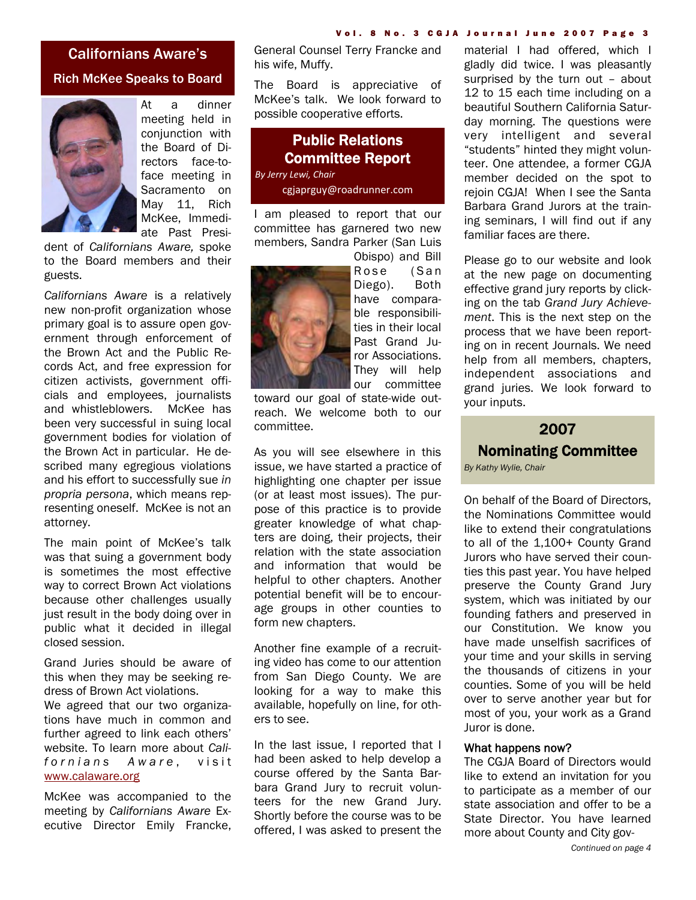## Californians Aware's

### Rich McKee Speaks to Board

At a dinner meeting held in conjunction with the Board of Directors face-to-face meeting in Sacramento on May 11, Rich McKee, Immediate Past President of *Californians Aware,* spoke to the Board members and their guests.

*Californians Aware* is a relatively new non-profit organization whose primary goal is to assure open government through enforcement of the Brown Act and the Public Records Act, and free expression for citizen activists, government officials and employees, journalists and whistleblowers. McKee has been very successful in suing local government bodies for violation of the Brown Act in particular. He described many egregious violations and his effort to successfully sue *in propria persona*, which means representing oneself. McKee is not an attorney.

The main point of McKee's talk was that suing a government body is sometimes the most effective way to correct Brown Act violations because other challenges usually just result in the body doing over in public what it decided in illegal closed session.

Grand Juries should be aware of this when they may be seeking redress of Brown Act violations.

We agreed that our two organizations have much in common and further agreed to link each others' website. To learn more about *Californians Aware*, visit www.calaware.org

McKee was accompanied to the meeting by *Californians Aware* Executive Director Emily Francke, General Counsel Terry Francke and his wife, Muffy.

The Board is appreciative of McKee's talk. We look forward to possible cooperative efforts.

## Public Relations Committee Report

*By Jerry Lewi, Chair*

cgjaprguy@roadrunner.com

I am pleased to report that our committee has garnered two new members, Sandra Parker (San Luis Obispo) and Bill Rose (San Diego). Both have comparable responsibilities in their local Past Grand Juror Associations. They will help our committee toward our goal of state-wide outreach. We welcome both to our committee.

As you will see elsewhere in this issue, we have started a practice of highlighting one chapter per issue (or at least most issues). The purpose of this practice is to provide greater knowledge of what chapters are doing, their projects, their relation with the state association and information that would be helpful to other chapters. Another potential benefit will be to encourage groups in other counties to form new chapters.

Another fine example of a recruiting video has come to our attention from San Diego County. We are looking for a way to make this available, hopefully on line, for others to see.

In the last issue, I reported that I had been asked to help develop a course offered by the Santa Barbara Grand Jury to recruit volunteers for the new Grand Jury. Shortly before the course was to be offered, I was asked to present the material I had offered, which I gladly did twice. I was pleasantly surprised by the turn out – about 12 to 15 each time including on a beautiful Southern California Saturday morning. The questions were very intelligent and several "students" hinted they might volunteer. One attendee, a former CGJA member decided on the spot to rejoin CGJA! When I see the Santa Barbara Grand Jurors at the training seminars, I will find out if any familiar faces are there.

Please go to our website and look at the new page on documenting effective grand jury reports by clicking on the tab *Grand Jury Achievement*. This is the next step on the process that we have been reporting on in recent Journals. We need help from all members, chapters, independent associations and grand juries. We look forward to your inputs.

## 2007 Nominating Committee

*By Kathy Wylie, Chair*

On behalf of the Board of Directors, the Nominations Committee would like to extend their congratulations to all of the 1,100+ County Grand Jurors who have served their counties this past year. You have helped preserve the County Grand Jury system, which was initiated by our founding fathers and preserved in our Constitution. We know you have made unselfish sacrifices of your time and your skills in serving the thousands of citizens in your counties. Some of you will be held over to serve another year but for most of you, your work as a Grand Juror is done.

### What happens now?

The CGJA Board of Directors would like to extend an invitation for you to participate as a member of our state association and offer to be a State Director. You have learned more about County and City gov-

*Continued on page 4*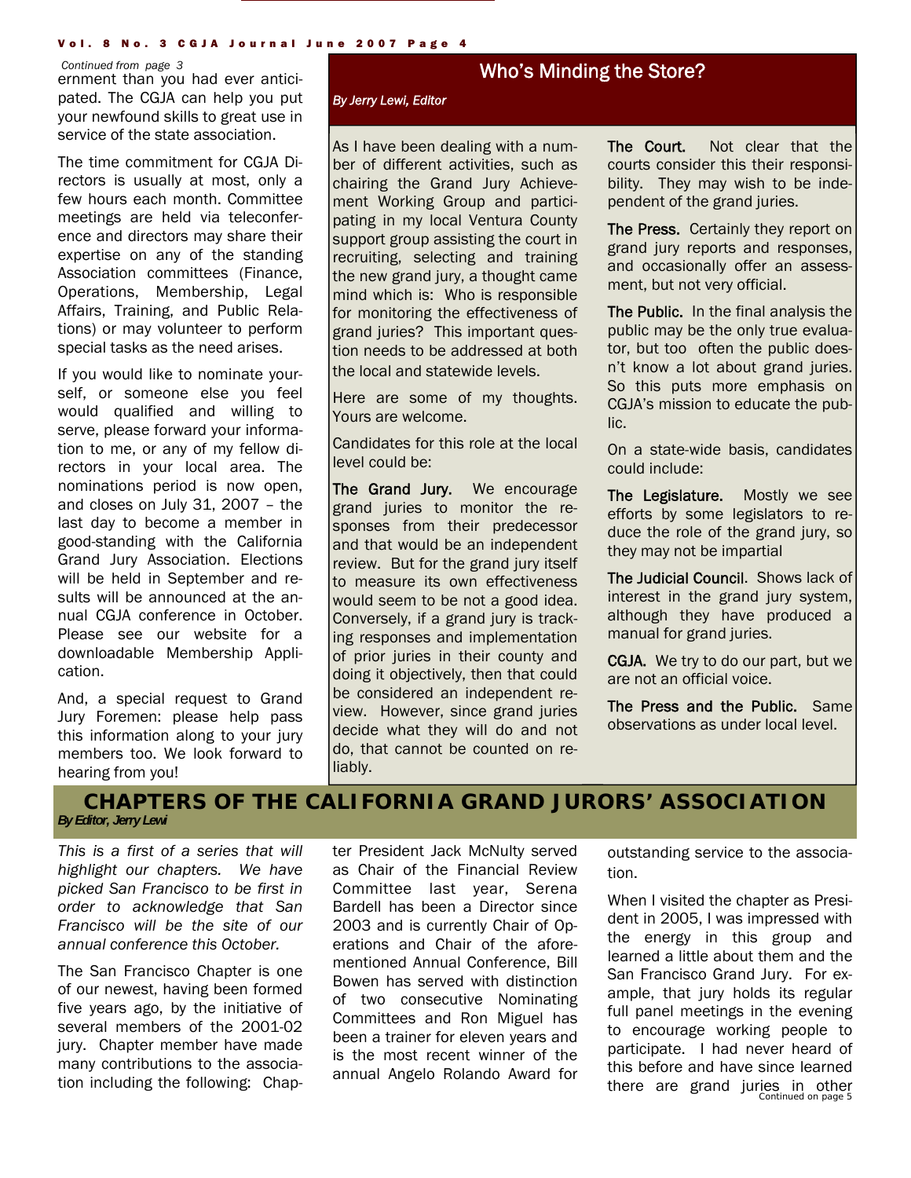*Continued from page 3*

ernment than you had ever anticipated. The CGJA can help you put your newfound skills to great use in service of the state association.

The time commitment for CGJA Directors is usually at most, only a few hours each month. Committee meetings are held via teleconference and directors may share their expertise on any of the standing Association committees (Finance, Operations, Membership, Legal Affairs, Training, and Public Relations) or may volunteer to perform special tasks as the need arises.

If you would like to nominate yourself, or someone else you feel would qualified and willing to serve, please forward your information to me, or any of my fellow directors in your local area. The nominations period is now open, and closes on July 31, 2007 – the last day to become a member in good-standing with the California Grand Jury Association. Elections will be held in September and results will be announced at the annual CGJA conference in October. Please see our website for a downloadable Membership Application.

And, a special request to Grand Jury Foremen: please help pass this information along to your jury members too. We look forward to hearing from you!

## Who's Minding the Store?

*By Jerry Lewi, Editor*

As I have been dealing with a number of different activities, such as chairing the Grand Jury Achievement Working Group and participating in my local Ventura County support group assisting the court in recruiting, selecting and training the new grand jury, a thought came mind which is: Who is responsible for monitoring the effectiveness of grand juries? This important question needs to be addressed at both the local and statewide levels.

Here are some of my thoughts. Yours are welcome.

Candidates for this role at the local level could be:

**The Grand Jury.** We encourage grand juries to monitor the responses from their predecessor and that would be an independent review. But for the grand jury itself to measure its own effectiveness would seem to be not a good idea. Conversely, if a grand jury is tracking responses and implementation of prior juries in their county and doing it objectively, then that could be considered an independent review. However, since grand juries decide what they will do and not do, that cannot be counted on reliably.

**The Court.** Not clear that the courts consider this their responsibility. They may wish to be independent of the grand juries.

**The Press.** Certainly they report on grand jury reports and responses, and occasionally offer an assessment, but not very official.

**The Public.** In the final analysis the public may be the only true evaluator, but too often the public doesn't know a lot about grand juries. So this puts more emphasis on CGJA's mission to educate the public.

On a state-wide basis, candidates could include:

**The Legislature.** Mostly we see efforts by some legislators to reduce the role of the grand jury, so they may not be impartial

**The Judicial Council**. Shows lack of interest in the grand jury system, although they have produced a manual for grand juries.

**CGJA.** We try to do our part, but we are not an official voice.

**The Press and the Public.** Same observations as under local level.

## CHAPTERS OF THE CALIFORNIA GRAND JURORS' ASSOCIATION

***By Editor, Jerry Lewi***

*This is a first of a series that will highlight our chapters. We have picked San Francisco to be first in order to acknowledge that San Francisco will be the site of our annual conference this October.*

The San Francisco Chapter is one of our newest, having been formed five years ago, by the initiative of several members of the 2001-02 jury. Chapter member have made many contributions to the association including the following: Chapter President Jack McNulty served as Chair of the Financial Review Committee last year, Serena Bardell has been a Director since 2003 and is currently Chair of Operations and Chair of the aforementioned Annual Conference, Bill Bowen has served with distinction of two consecutive Nominating Committees and Ron Miguel has been a trainer for eleven years and is the most recent winner of the annual Angelo Rolando Award for outstanding service to the association.

When I visited the chapter as President in 2005, I was impressed with the energy in this group and learned a little about them and the San Francisco Grand Jury. For example, that jury holds its regular full panel meetings in the evening to encourage working people to participate. I had never heard of this before and have since learned there are grand juries in other

*Continued on page 5*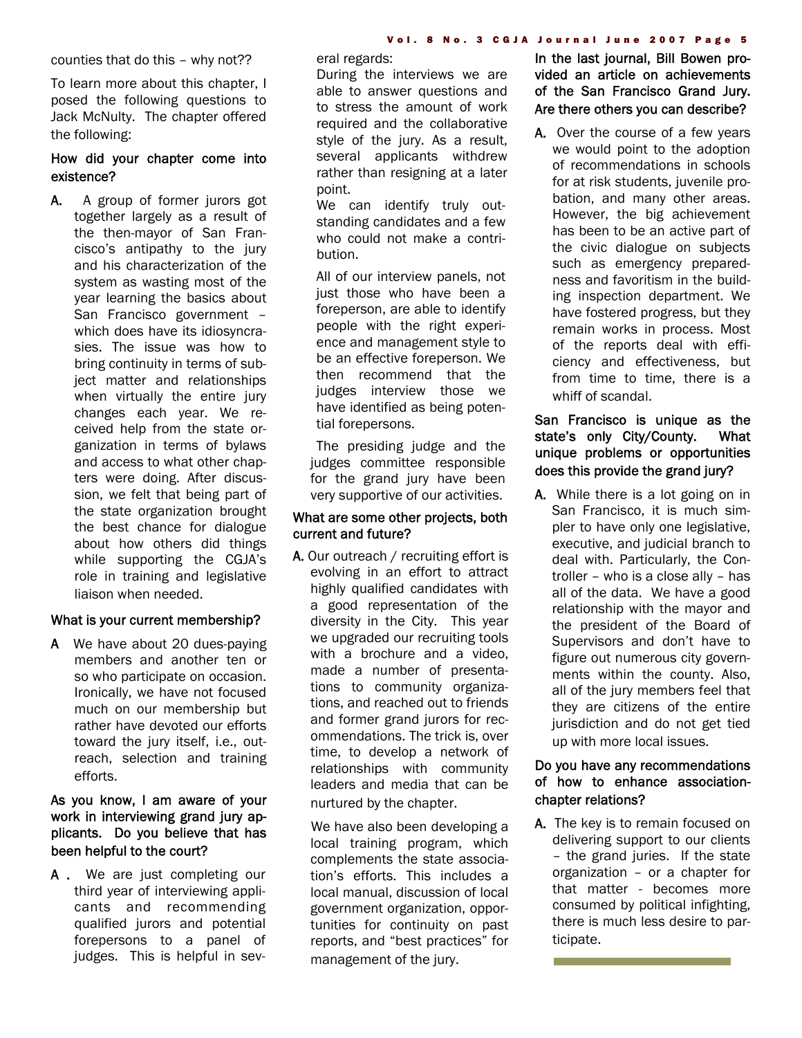counties that do this – why not??

To learn more about this chapter, I posed the following questions to Jack McNulty. The chapter offered the following:

**How did your chapter come into existence?**

**A.** A group of former jurors got together largely as a result of the then-mayor of San Francisco's antipathy to the jury and his characterization of the system as wasting most of the year learning the basics about San Francisco government – which does have its idiosyncrasies. The issue was how to bring continuity in terms of subject matter and relationships when virtually the entire jury changes each year. We received help from the state organization in terms of bylaws and access to what other chapters were doing. After discussion, we felt that being part of the state organization brought the best chance for dialogue about how others did things while supporting the CGJA's role in training and legislative liaison when needed.

**What is your current membership?**

**A** We have about 20 dues-paying members and another ten or so who participate on occasion. Ironically, we have not focused much on our membership but rather have devoted our efforts toward the jury itself, i.e., outreach, selection and training efforts.

**As you know, I am aware of your work in interviewing grand jury applicants. Do you believe that has been helpful to the court?**

**A .** We are just completing our third year of interviewing applicants and recommending qualified jurors and potential forepersons to a panel of judges. This is helpful in several regards:

During the interviews we are able to answer questions and to stress the amount of work required and the collaborative style of the jury. As a result, several applicants withdrew rather than resigning at a later point.

We can identify truly outstanding candidates and a few who could not make a contribution.

All of our interview panels, not just those who have been a foreperson, are able to identify people with the right experience and management style to be an effective foreperson. We then recommend that the judges interview those we have identified as being potential forepersons.

The presiding judge and the judges committee responsible for the grand jury have been very supportive of our activities.

**What are some other projects, both current and future?**

**A.** Our outreach / recruiting effort is evolving in an effort to attract highly qualified candidates with a good representation of the diversity in the City. This year we upgraded our recruiting tools with a brochure and a video, made a number of presentations to community organizations, and reached out to friends and former grand jurors for recommendations. The trick is, over time, to develop a network of relationships with community leaders and media that can be nurtured by the chapter.

We have also been developing a local training program, which complements the state association's efforts. This includes a local manual, discussion of local government organization, opportunities for continuity on past reports, and "best practices" for management of the jury.

**In the last journal, Bill Bowen provided an article on achievements of the San Francisco Grand Jury. Are there others you can describe?**

**A.** Over the course of a few years we would point to the adoption of recommendations in schools for at risk students, juvenile probation, and many other areas. However, the big achievement has been to be an active part of the civic dialogue on subjects such as emergency preparedness and favoritism in the building inspection department. We have fostered progress, but they remain works in process. Most of the reports deal with efficiency and effectiveness, but from time to time, there is a whiff of scandal.

**San Francisco is unique as the state's only City/County. What unique problems or opportunities does this provide the grand jury?**

**A.** While there is a lot going on in San Francisco, it is much simpler to have only one legislative, executive, and judicial branch to deal with. Particularly, the Controller – who is a close ally – has all of the data. We have a good relationship with the mayor and the president of the Board of Supervisors and don't have to figure out numerous city governments within the county. Also, all of the jury members feel that they are citizens of the entire jurisdiction and do not get tied up with more local issues.

**Do you have any recommendations of how to enhance association-chapter relations?**

**A.** The key is to remain focused on delivering support to our clients – the grand juries. If the state organization – or a chapter for that matter - becomes more consumed by political infighting, there is much less desire to participate.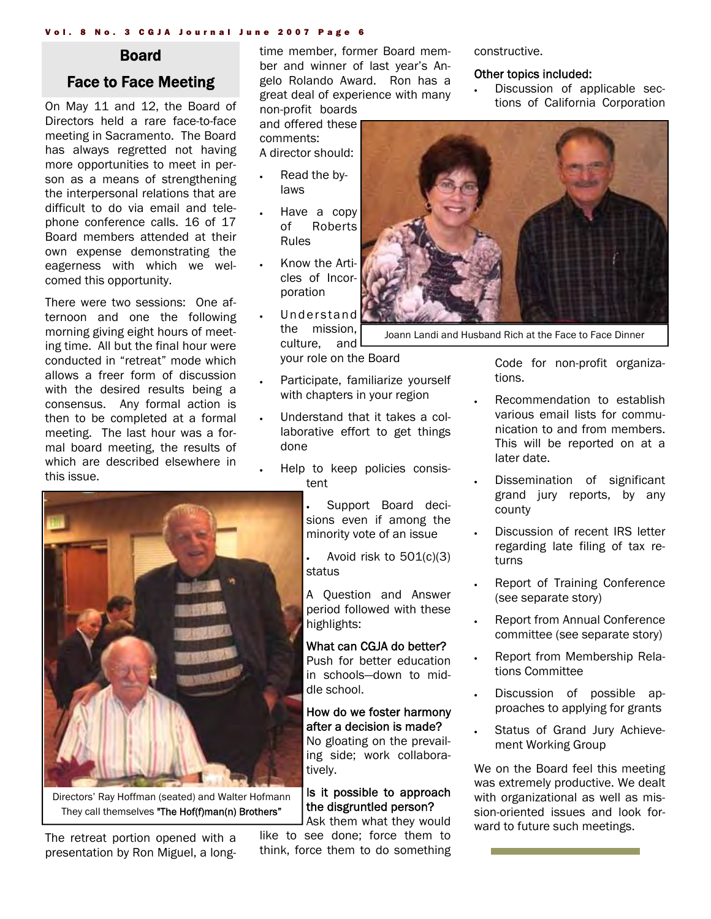## Board Face to Face Meeting

On May 11 and 12, the Board of Directors held a rare face-to-face meeting in Sacramento. The Board has always regretted not having more opportunities to meet in person as a means of strengthening the interpersonal relations that are difficult to do via email and telephone conference calls. 16 of 17 Board members attended at their own expense demonstrating the eagerness with which we welcomed this opportunity.

There were two sessions: One afternoon and one the following morning giving eight hours of meeting time. All but the final hour were conducted in "retreat" mode which allows a freer form of discussion with the desired results being a consensus. Any formal action is then to be completed at a formal meeting. The last hour was a formal board meeting, the results of which are described elsewhere in this issue.

Directors' Ray Hoffman (seated) and Walter Hofmann They call themselves **"The Hof(f)man(n) Brothers"**

The retreat portion opened with a presentation by Ron Miguel, a long-time member, former Board member and winner of last year's Angelo Rolando Award. Ron has a great deal of experience with many non-profit boards and offered these comments:

A director should:

- Read the by-laws
- Have a copy of Roberts Rules
- Know the Articles of Incorporation
- Understand the mission, culture, and your role on the Board
- Participate, familiarize yourself with chapters in your region
- Understand that it takes a collaborative effort to get things done
- Help to keep policies consistent
- Support Board decisions even if among the minority vote of an issue
- Avoid risk to 501(c)(3) status

A Question and Answer period followed with these highlights:

**What can CGJA do better?**
Push for better education in schools—down to middle school.

**How do we foster harmony after a decision is made?**
No gloating on the prevailing side; work collaboratively.

**Is it possible to approach the disgruntled person?**
Ask them what they would like to see done; force them to think, force them to do something constructive.

Joann Landi and Husband Rich at the Face to Face Dinner

**Other topics included:**

- Discussion of applicable sections of California Corporation Code for non-profit organizations.
- Recommendation to establish various email lists for communication to and from members. This will be reported on at a later date.
- Dissemination of significant grand jury reports, by any county
- Discussion of recent IRS letter regarding late filing of tax returns
- Report of Training Conference (see separate story)
- Report from Annual Conference committee (see separate story)
- Report from Membership Relations Committee
- Discussion of possible approaches to applying for grants
- Status of Grand Jury Achievement Working Group

We on the Board feel this meeting was extremely productive. We dealt with organizational as well as mission-oriented issues and look forward to future such meetings.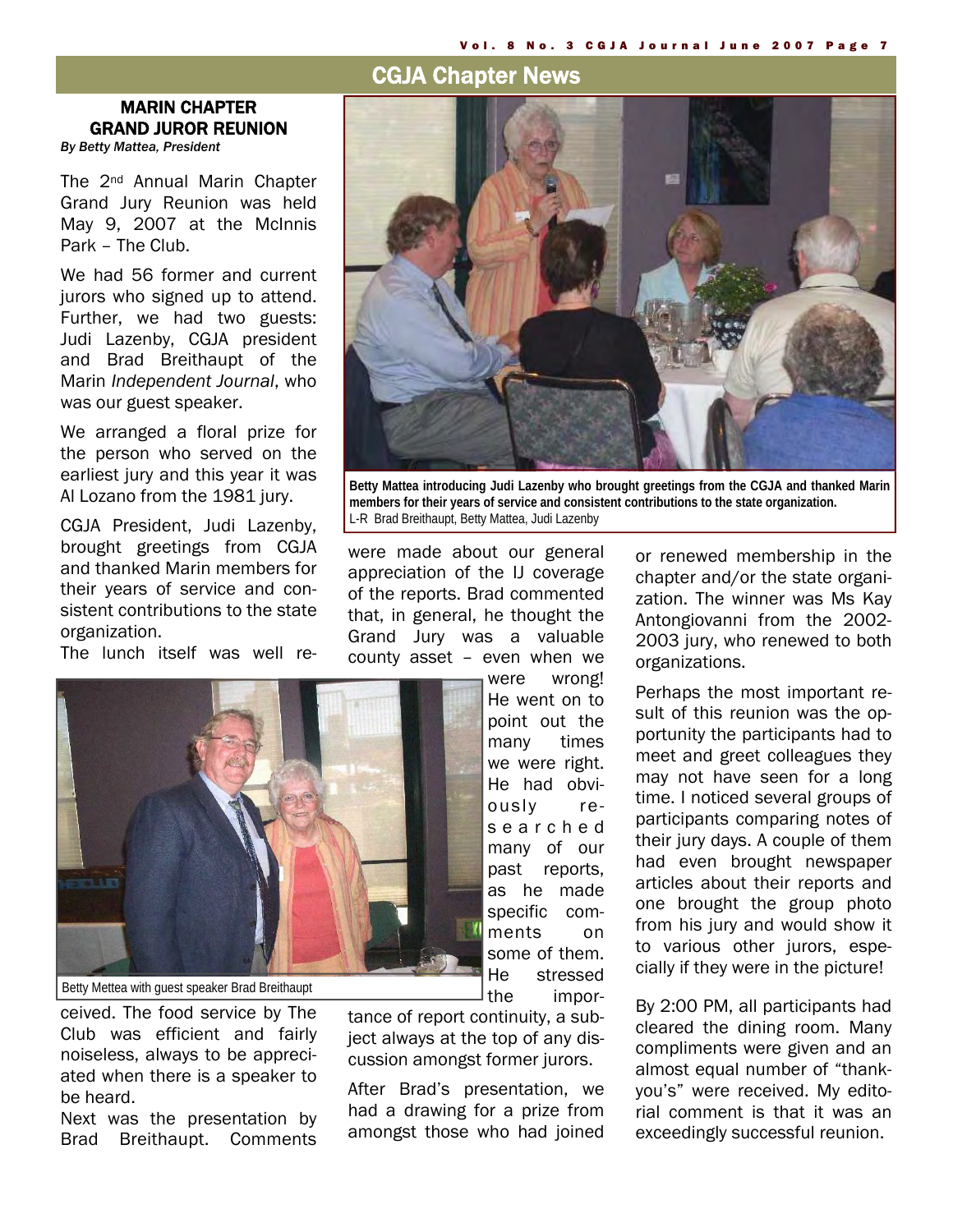## CGJA Chapter News

### MARIN CHAPTER GRAND JUROR REUNION

*By Betty Mattea, President*

The 2nd Annual Marin Chapter Grand Jury Reunion was held May 9, 2007 at the McInnis Park – The Club.

We had 56 former and current jurors who signed up to attend. Further, we had two guests: Judi Lazenby, CGJA president and Brad Breithaupt of the Marin *Independent Journal*, who was our guest speaker.

We arranged a floral prize for the person who served on the earliest jury and this year it was Al Lozano from the 1981 jury.

CGJA President, Judi Lazenby, brought greetings from CGJA and thanked Marin members for their years of service and consistent contributions to the state organization.

The lunch itself was well received. The food service by The Club was efficient and fairly noiseless, always to be appreciated when there is a speaker to be heard.

Next was the presentation by Brad Breithaupt. Comments were made about our general appreciation of the IJ coverage of the reports. Brad commented that, in general, he thought the Grand Jury was a valuable county asset – even when we were wrong! He went on to point out the many times we were right. He had obviously researched many of our past reports, as he made specific comments on some of them. He stressed the importance of report continuity, a subject always at the top of any discussion amongst former jurors.

**Betty Mattea introducing Judi Lazenby who brought greetings from the CGJA and thanked Marin members for their years of service and consistent contributions to the state organization.**
L-R Brad Breithaupt, Betty Mattea, Judi Lazenby

Betty Mettea with guest speaker Brad Breithaupt

After Brad's presentation, we had a drawing for a prize from amongst those who had joined or renewed membership in the chapter and/or the state organization. The winner was Ms Kay Antongiovanni from the 2002-2003 jury, who renewed to both organizations.

Perhaps the most important result of this reunion was the opportunity the participants had to meet and greet colleagues they may not have seen for a long time. I noticed several groups of participants comparing notes of their jury days. A couple of them had even brought newspaper articles about their reports and one brought the group photo from his jury and would show it to various other jurors, especially if they were in the picture!

By 2:00 PM, all participants had cleared the dining room. Many compliments were given and an almost equal number of "thank-you's" were received. My editorial comment is that it was an exceedingly successful reunion.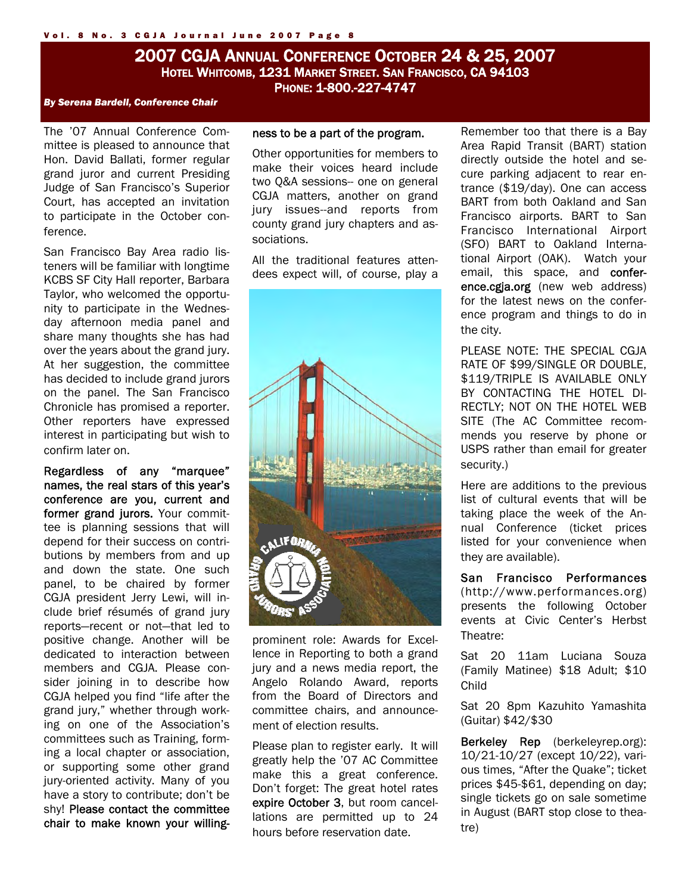# 2007 CGJA Annual Conference October 24 & 25, 2007

**Hotel Whitcomb, 1231 Market Street. San Francisco, CA 94103**

**Phone: 1-800.-227-4747**

***By Serena Bardell, Conference Chair***

The '07 Annual Conference Committee is pleased to announce that Hon. David Ballati, former regular grand juror and current Presiding Judge of San Francisco's Superior Court, has accepted an invitation to participate in the October conference.

San Francisco Bay Area radio listeners will be familiar with longtime KCBS SF City Hall reporter, Barbara Taylor, who welcomed the opportunity to participate in the Wednesday afternoon media panel and share many thoughts she has had over the years about the grand jury. At her suggestion, the committee has decided to include grand jurors on the panel. The San Francisco Chronicle has promised a reporter. Other reporters have expressed interest in participating but wish to confirm later on.

**Regardless of any "marquee" names, the real stars of this year's conference are you, current and former grand jurors.** Your committee is planning sessions that will depend for their success on contributions by members from and up and down the state. One such panel, to be chaired by former CGJA president Jerry Lewi, will include brief résumés of grand jury reports—recent or not—that led to positive change. Another will be dedicated to interaction between members and CGJA. Please consider joining in to describe how CGJA helped you find "life after the grand jury," whether through working on one of the Association's committees such as Training, forming a local chapter or association, or supporting some other grand jury-oriented activity. Many of you have a story to contribute; don't be shy! **Please contact the committee chair to make known your willingness to be a part of the program.**

Other opportunities for members to make their voices heard include two Q&A sessions-- one on general CGJA matters, another on grand jury issues--and reports from county grand jury chapters and associations.

All the traditional features attendees expect will, of course, play a prominent role: Awards for Excellence in Reporting to both a grand jury and a news media report, the Angelo Rolando Award, reports from the Board of Directors and committee chairs, and announcement of election results.

Please plan to register early. It will greatly help the '07 AC Committee make this a great conference. Don't forget: The great hotel rates **expire October 3**, but room cancellations are permitted up to 24 hours before reservation date.

Remember too that there is a Bay Area Rapid Transit (BART) station directly outside the hotel and secure parking adjacent to rear entrance ($19/day). One can access BART from both Oakland and San Francisco airports. BART to San Francisco International Airport (SFO) BART to Oakland International Airport (OAK). Watch your email, this space, and **conference.cgja.org** (new web address) for the latest news on the conference program and things to do in the city.

PLEASE NOTE: THE SPECIAL CGJA RATE OF $99/SINGLE OR DOUBLE, $119/TRIPLE IS AVAILABLE ONLY BY CONTACTING THE HOTEL DIRECTLY; NOT ON THE HOTEL WEB SITE (The AC Committee recommends you reserve by phone or USPS rather than email for greater security.)

Here are additions to the previous list of cultural events that will be taking place the week of the Annual Conference (ticket prices listed for your convenience when they are available).

**San Francisco Performances** (http://www.performances.org) presents the following October events at Civic Center's Herbst Theatre:

Sat 20 11am Luciana Souza (Family Matinee) $18 Adult; $10 Child

Sat 20 8pm Kazuhito Yamashita (Guitar) $42/$30

**Berkeley Rep** (berkeleyrep.org): 10/21-10/27 (except 10/22), various times, "After the Quake"; ticket prices $45-$61, depending on day; single tickets go on sale sometime in August (BART stop close to theatre)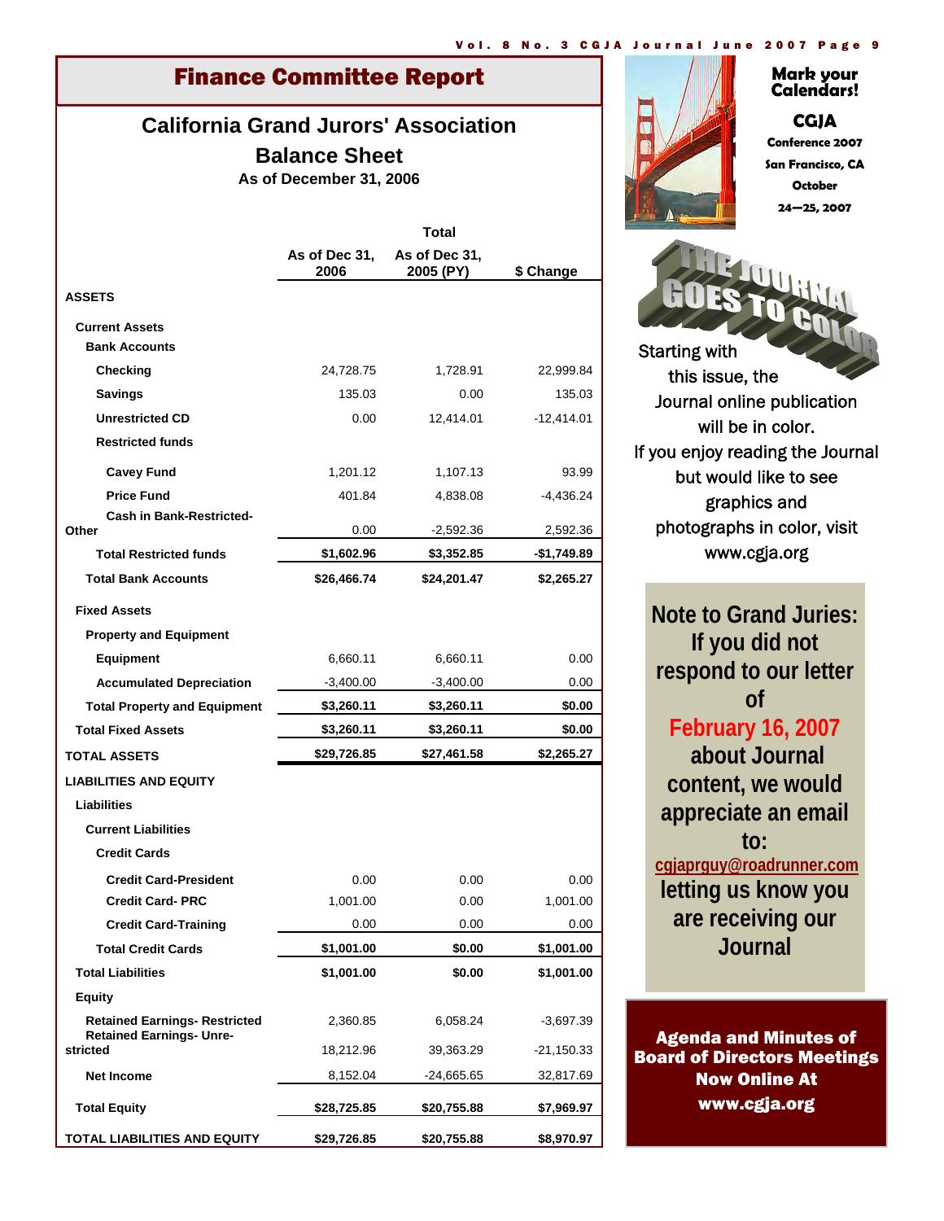## Finance Committee Report

### California Grand Jurors' Association
### Balance Sheet
**As of December 31, 2006**

| | Total | | |
|---|---|---|---|
| | As of Dec 31, 2006 | As of Dec 31, 2005 (PY) | $ Change |
| **ASSETS** | | | |
| **Current Assets** | | | |
| **Bank Accounts** | | | |
| **Checking** | 24,728.75 | 1,728.91 | 22,999.84 |
| **Savings** | 135.03 | 0.00 | 135.03 |
| **Unrestricted CD** | 0.00 | 12,414.01 | -12,414.01 |
| **Restricted funds** | | | |
| **Cavey Fund** | 1,201.12 | 1,107.13 | 93.99 |
| **Price Fund** | 401.84 | 4,838.08 | -4,436.24 |
| **Cash in Bank-Restricted-Other** | 0.00 | -2,592.36 | 2,592.36 |
| **Total Restricted funds** | **$1,602.96** | **$3,352.85** | **-$1,749.89** |
| **Total Bank Accounts** | **$26,466.74** | **$24,201.47** | **$2,265.27** |
| **Fixed Assets** | | | |
| **Property and Equipment** | | | |
| **Equipment** | 6,660.11 | 6,660.11 | 0.00 |
| **Accumulated Depreciation** | -3,400.00 | -3,400.00 | 0.00 |
| **Total Property and Equipment** | **$3,260.11** | **$3,260.11** | **$0.00** |
| **Total Fixed Assets** | **$3,260.11** | **$3,260.11** | **$0.00** |
| **TOTAL ASSETS** | **$29,726.85** | **$27,461.58** | **$2,265.27** |
| **LIABILITIES AND EQUITY** | | | |
| **Liabilities** | | | |
| **Current Liabilities** | | | |
| **Credit Cards** | | | |
| **Credit Card-President** | 0.00 | 0.00 | 0.00 |
| **Credit Card- PRC** | 1,001.00 | 0.00 | 1,001.00 |
| **Credit Card-Training** | 0.00 | 0.00 | 0.00 |
| **Total Credit Cards** | **$1,001.00** | **$0.00** | **$1,001.00** |
| **Total Liabilities** | **$1,001.00** | **$0.00** | **$1,001.00** |
| **Equity** | | | |
| **Retained Earnings- Restricted** | 2,360.85 | 6,058.24 | -3,697.39 |
| **Retained Earnings- Unrestricted** | 18,212.96 | 39,363.29 | -21,150.33 |
| **Net Income** | 8,152.04 | -24,665.65 | 32,817.69 |
| **Total Equity** | **$28,725.85** | **$20,755.88** | **$7,969.97** |
| **TOTAL LIABILITIES AND EQUITY** | **$29,726.85** | **$20,755.88** | **$8,970.97** |

**Mark your Calendars!**

**CGJA**

**Conference 2007**

**San Francisco, CA**

**October**

**24—25, 2007**

**THE JOURNAL GOES TO COLOR**

Starting with this issue, the Journal online publication will be in color.

If you enjoy reading the Journal but would like to see graphics and photographs in color, visit www.cgja.org

**Note to Grand Juries: If you did not respond to our letter of February 16, 2007 about Journal content, we would appreciate an email to: cgjaprguy@roadrunner.com letting us know you are receiving our Journal**

**Agenda and Minutes of Board of Directors Meetings Now Online At www.cgja.org**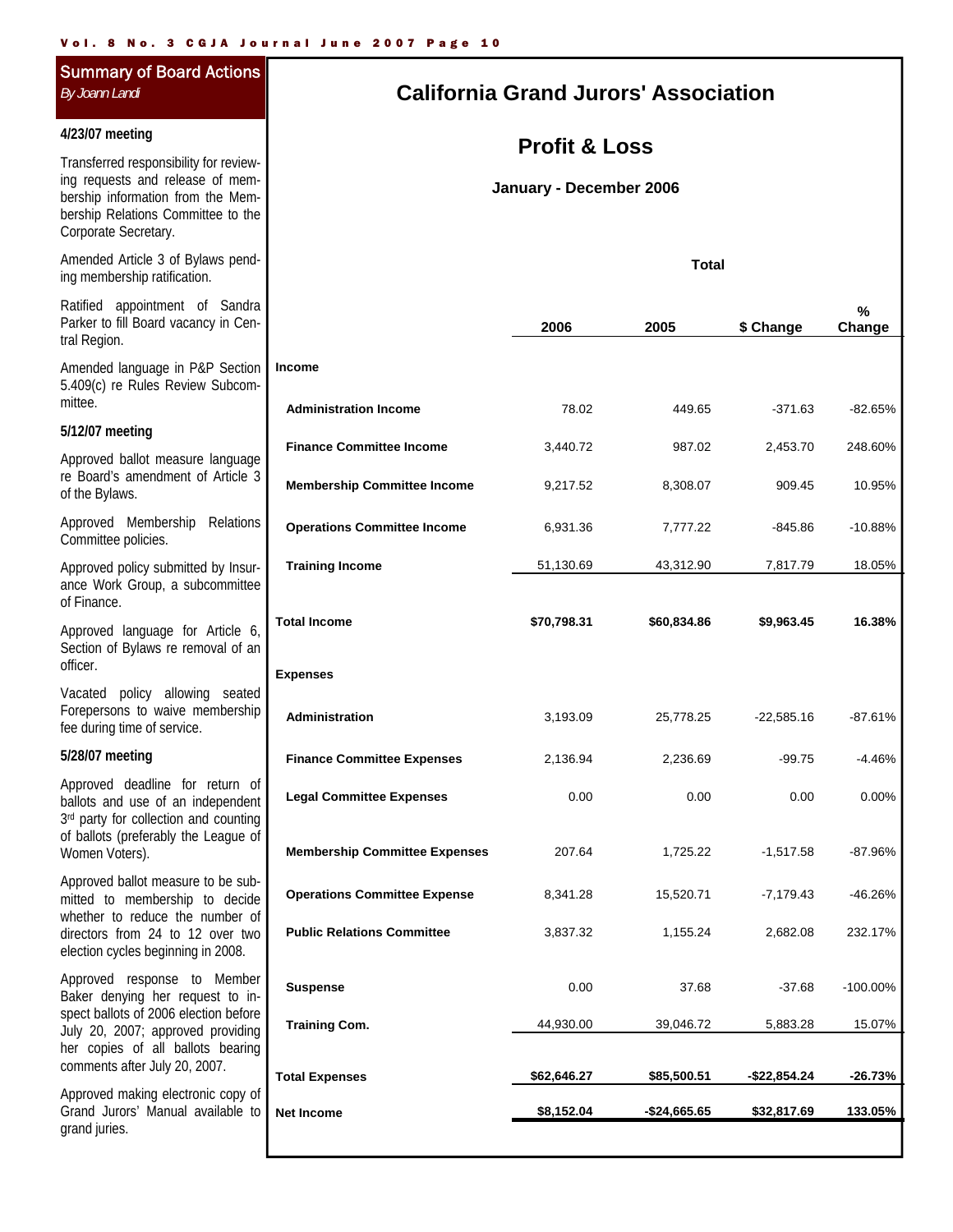## Summary of Board Actions

*By Joann Landi*

**4/23/07 meeting**

Transferred responsibility for reviewing requests and release of membership information from the Membership Relations Committee to the Corporate Secretary.

Amended Article 3 of Bylaws pending membership ratification.

Ratified appointment of Sandra Parker to fill Board vacancy in Central Region.

Amended language in P&P Section 5.409(c) re Rules Review Subcommittee.

**5/12/07 meeting**

Approved ballot measure language re Board's amendment of Article 3 of the Bylaws.

Approved Membership Relations Committee policies.

Approved policy submitted by Insurance Work Group, a subcommittee of Finance.

Approved language for Article 6, Section of Bylaws re removal of an officer.

Vacated policy allowing seated Forepersons to waive membership fee during time of service.

**5/28/07 meeting**

Approved deadline for return of ballots and use of an independent 3rd party for collection and counting of ballots (preferably the League of Women Voters).

Approved ballot measure to be submitted to membership to decide whether to reduce the number of directors from 24 to 12 over two election cycles beginning in 2008.

Approved response to Member Baker denying her request to inspect ballots of 2006 election before July 20, 2007; approved providing her copies of all ballots bearing comments after July 20, 2007.

Approved making electronic copy of Grand Jurors' Manual available to grand juries.

# California Grand Jurors' Association

## Profit & Loss

**January - December 2006**

| | Total | | | |
|---|---|---|---|---|
| | **2006** | **2005** | **$ Change** | **% Change** |
| **Income** | | | | |
| **Administration Income** | 78.02 | 449.65 | -371.63 | -82.65% |
| **Finance Committee Income** | 3,440.72 | 987.02 | 2,453.70 | 248.60% |
| **Membership Committee Income** | 9,217.52 | 8,308.07 | 909.45 | 10.95% |
| **Operations Committee Income** | 6,931.36 | 7,777.22 | -845.86 | -10.88% |
| **Training Income** | 51,130.69 | 43,312.90 | 7,817.79 | 18.05% |
| **Total Income** | **$70,798.31** | **$60,834.86** | **$9,963.45** | **16.38%** |
| **Expenses** | | | | |
| **Administration** | 3,193.09 | 25,778.25 | -22,585.16 | -87.61% |
| **Finance Committee Expenses** | 2,136.94 | 2,236.69 | -99.75 | -4.46% |
| **Legal Committee Expenses** | 0.00 | 0.00 | 0.00 | 0.00% |
| **Membership Committee Expenses** | 207.64 | 1,725.22 | -1,517.58 | -87.96% |
| **Operations Committee Expense** | 8,341.28 | 15,520.71 | -7,179.43 | -46.26% |
| **Public Relations Committee** | 3,837.32 | 1,155.24 | 2,682.08 | 232.17% |
| **Suspense** | 0.00 | 37.68 | -37.68 | -100.00% |
| **Training Com.** | 44,930.00 | 39,046.72 | 5,883.28 | 15.07% |
| **Total Expenses** | **$62,646.27** | **$85,500.51** | **-$22,854.24** | **-26.73%** |
| **Net Income** | **$8,152.04** | **-$24,665.65** | **$32,817.69** | **133.05%** |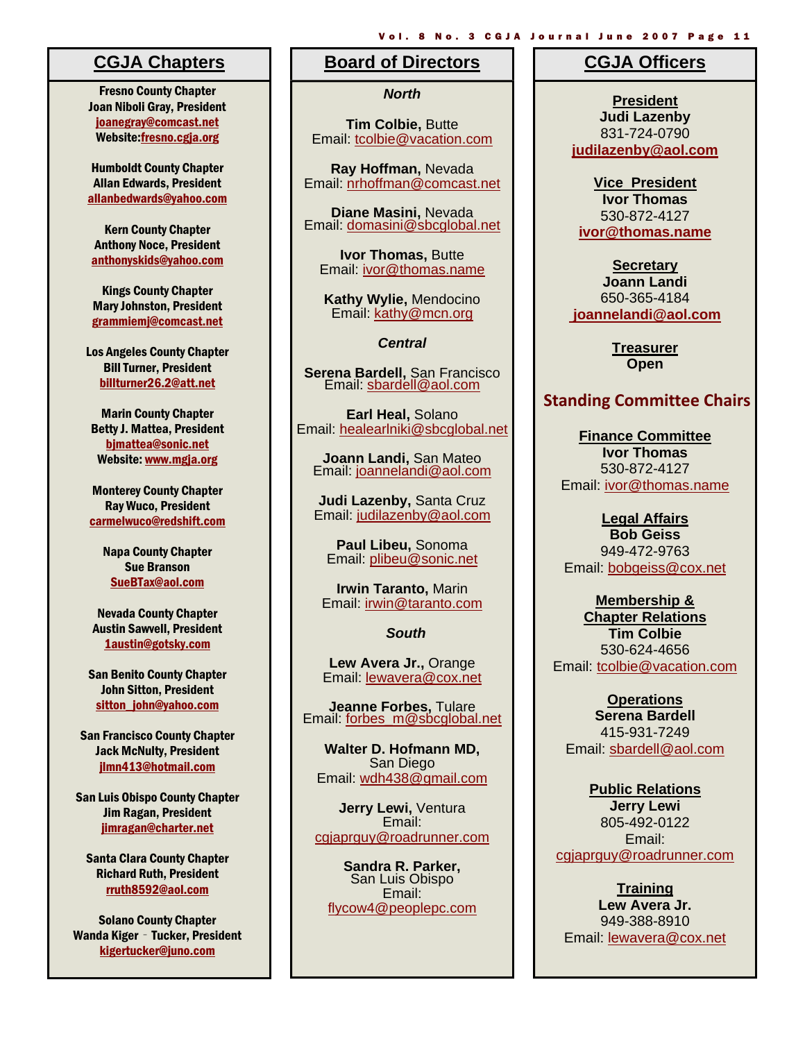## CGJA Chapters

**Fresno County Chapter**
**Joan Niboli Gray, President**
joanegray@comcast.net
**Website:** fresno.cgja.org

**Humboldt County Chapter**
**Allan Edwards, President**
allanbedwards@yahoo.com

**Kern County Chapter**
**Anthony Noce, President**
anthonyskids@yahoo.com

**Kings County Chapter**
**Mary Johnston, President**
grammiemj@comcast.net

**Los Angeles County Chapter**
**Bill Turner, President**
billturner26.2@att.net

**Marin County Chapter**
**Betty J. Mattea, President**
bjmattea@sonic.net
**Website:** www.mgja.org

**Monterey County Chapter**
**Ray Wuco, President**
carmelwuco@redshift.com

**Napa County Chapter**
**Sue Branson**
SueBTax@aol.com

**Nevada County Chapter**
**Austin Sawvell, President**
1austin@gotsky.com

**San Benito County Chapter**
**John Sitton, President**
sitton_john@yahoo.com

**San Francisco County Chapter**
**Jack McNulty, President**
jlmn413@hotmail.com

**San Luis Obispo County Chapter**
**Jim Ragan, President**
jimragan@charter.net

**Santa Clara County Chapter**
**Richard Ruth, President**
rruth8592@aol.com

**Solano County Chapter**
**Wanda Kiger - Tucker, President**
kigertucker@juno.com

## Board of Directors

### *North*

**Tim Colbie,** Butte
Email: tcolbie@vacation.com

**Ray Hoffman,** Nevada
Email: nrhoffman@comcast.net

**Diane Masini,** Nevada
Email: domasini@sbcglobal.net

**Ivor Thomas,** Butte
Email: ivor@thomas.name

**Kathy Wylie,** Mendocino
Email: kathy@mcn.org

### *Central*

**Serena Bardell,** San Francisco
Email: sbardell@aol.com

**Earl Heal,** Solano
Email: healearlniki@sbcglobal.net

**Joann Landi,** San Mateo
Email: joannelandi@aol.com

**Judi Lazenby,** Santa Cruz
Email: judilazenby@aol.com

**Paul Libeu,** Sonoma
Email: plibeu@sonic.net

**Irwin Taranto,** Marin
Email: irwin@taranto.com

### *South*

**Lew Avera Jr.,** Orange
Email: lewavera@cox.net

**Jeanne Forbes,** Tulare
Email: forbes_m@sbcglobal.net

**Walter D. Hofmann MD,** San Diego
Email: wdh438@gmail.com

**Jerry Lewi,** Ventura
Email: cgjaprguy@roadrunner.com

**Sandra R. Parker,** San Luis Obispo
Email: flycow4@peoplepc.com

## CGJA Officers

**President**
**Judi Lazenby**
831-724-0790
**judilazenby@aol.com**

**Vice President**
**Ivor Thomas**
530-872-4127
**ivor@thomas.name**

**Secretary**
**Joann Landi**
650-365-4184
**joannelandi@aol.com**

**Treasurer**
**Open**

## Standing Committee Chairs

**Finance Committee**
**Ivor Thomas**
530-872-4127
Email: ivor@thomas.name

**Legal Affairs**
**Bob Geiss**
949-472-9763
Email: bobgeiss@cox.net

**Membership & Chapter Relations**
**Tim Colbie**
530-624-4656
Email: tcolbie@vacation.com

**Operations**
**Serena Bardell**
415-931-7249
Email: sbardell@aol.com

**Public Relations**
**Jerry Lewi**
805-492-0122
Email: cgjaprguy@roadrunner.com

**Training**
**Lew Avera Jr.**
949-388-8910
Email: lewavera@cox.net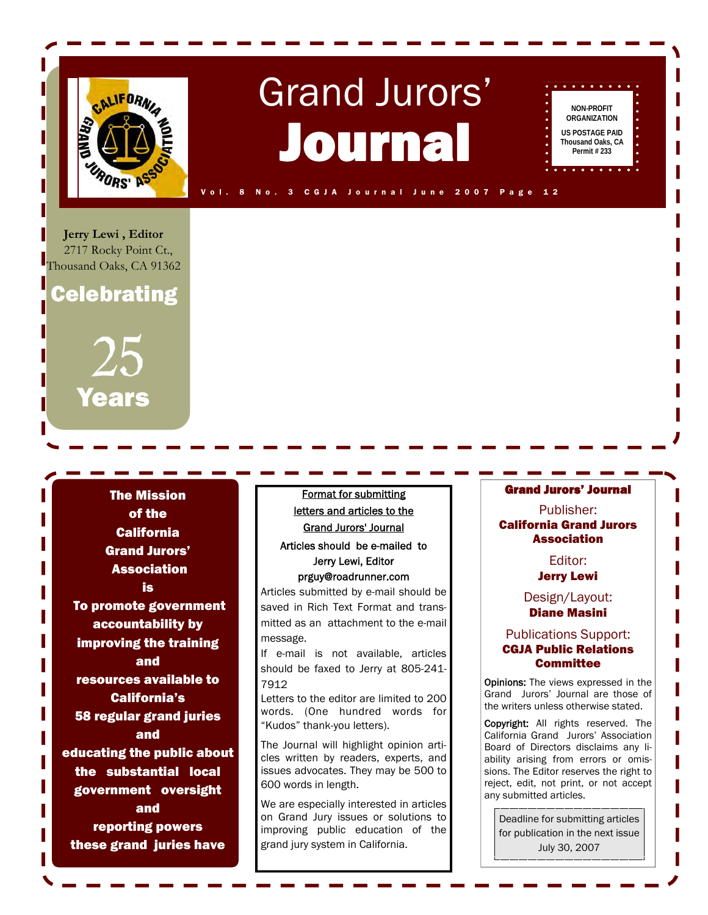# Grand Jurors' Journal

NON-PROFIT ORGANIZATION

US POSTAGE PAID
Thousand Oaks, CA
Permit # 233

**Jerry Lewi , Editor**
2717 Rocky Point Ct.,
Thousand Oaks, CA 91362

**Celebrating 25 Years**

**The Mission of the California Grand Jurors' Association is To promote government accountability by improving the training and resources available to California's 58 regular grand juries and educating the public about the substantial local government oversight and reporting powers these grand juries have**

## Format for submitting letters and articles to the Grand Jurors' Journal

Articles should be e-mailed to Jerry Lewi, Editor
prguy@roadrunner.com

Articles submitted by e-mail should be saved in Rich Text Format and transmitted as an attachment to the e-mail message.

If e-mail is not available, articles should be faxed to Jerry at 805-241-7912

Letters to the editor are limited to 200 words. (One hundred words for "Kudos" thank-you letters).

The Journal will highlight opinion articles written by readers, experts, and issues advocates. They may be 500 to 600 words in length.

We are especially interested in articles on Grand Jury issues or solutions to improving public education of the grand jury system in California.

## Grand Jurors' Journal

Publisher:
**California Grand Jurors Association**

Editor:
**Jerry Lewi**

Design/Layout:
**Diane Masini**

Publications Support:
**CGJA Public Relations Committee**

**Opinions:** The views expressed in the Grand Jurors' Journal are those of the writers unless otherwise stated.

**Copyright:** All rights reserved. The California Grand Jurors' Association Board of Directors disclaims any liability arising from errors or omissions. The Editor reserves the right to reject, edit, not print, or not accept any submitted articles.

Deadline for submitting articles for publication in the next issue July 30, 2007